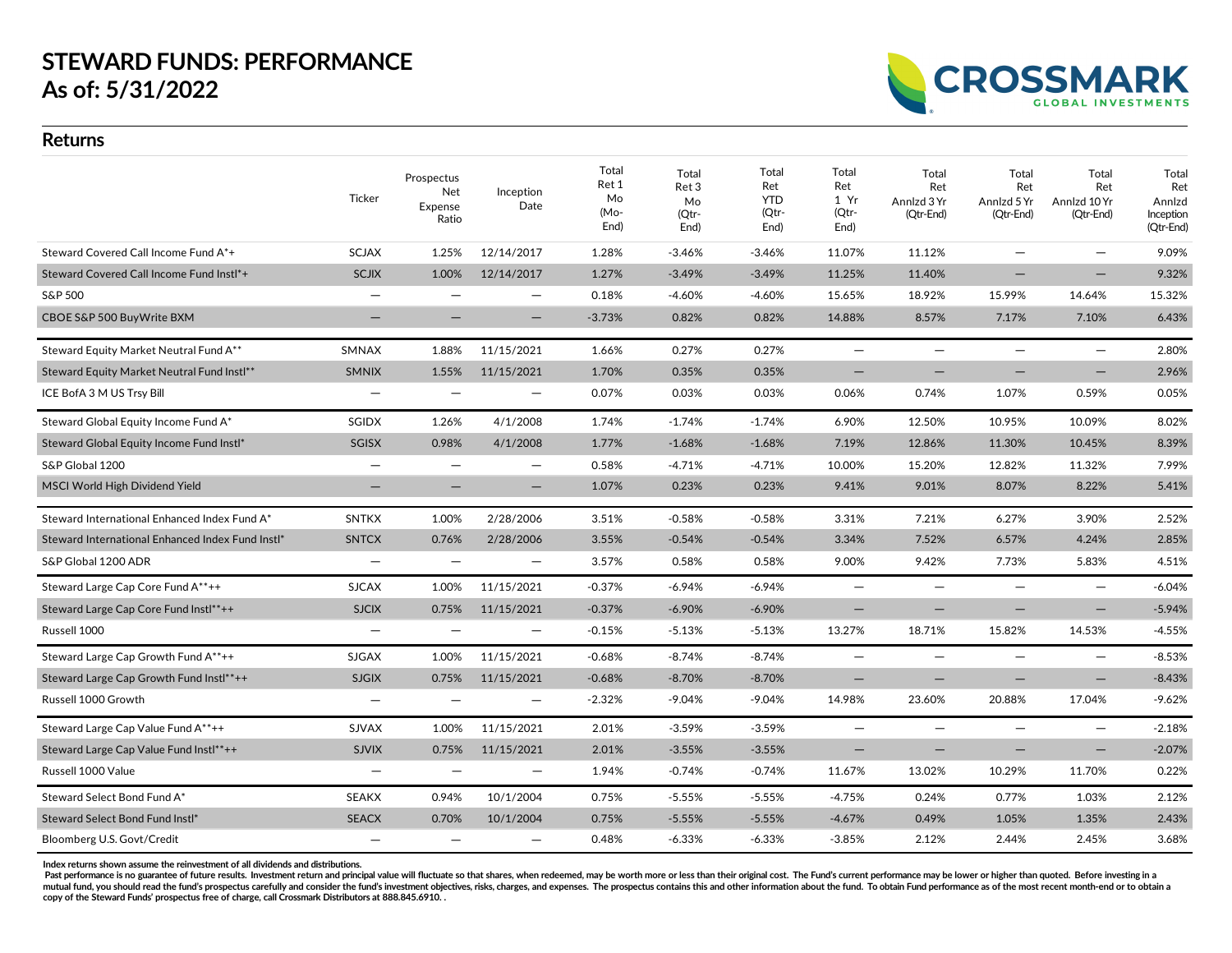# STEWARD FUNDS: PERFORMANCE
# As of: 5/31/2022

CROSSMARK GLOBAL INVESTMENTS

## Returns

| | Ticker | Prospectus Net Expense Ratio | Inception Date | Total Ret 1 Mo (Mo-End) | Total Ret 3 Mo (Qtr-End) | Total Ret YTD (Qtr-End) | Total Ret 1 Yr (Qtr-End) | Total Ret Annlzd 3 Yr (Qtr-End) | Total Ret Annlzd 5 Yr (Qtr-End) | Total Ret Annlzd 10 Yr (Qtr-End) | Total Ret Annlzd Inception (Qtr-End) |
|---|---|---|---|---|---|---|---|---|---|---|---|
| Steward Covered Call Income Fund A*+ | SCJAX | 1.25% | 12/14/2017 | 1.28% | -3.46% | -3.46% | 11.07% | 11.12% | — | — | 9.09% |
| Steward Covered Call Income Fund Instl*+ | SCJIX | 1.00% | 12/14/2017 | 1.27% | -3.49% | -3.49% | 11.25% | 11.40% | — | — | 9.32% |
| S&P 500 | — | — | — | 0.18% | -4.60% | -4.60% | 15.65% | 18.92% | 15.99% | 14.64% | 15.32% |
| CBOE S&P 500 BuyWrite BXM | — | — | — | -3.73% | 0.82% | 0.82% | 14.88% | 8.57% | 7.17% | 7.10% | 6.43% |
| Steward Equity Market Neutral Fund A** | SMNAX | 1.88% | 11/15/2021 | 1.66% | 0.27% | 0.27% | — | — | — | — | 2.80% |
| Steward Equity Market Neutral Fund Instl** | SMNIX | 1.55% | 11/15/2021 | 1.70% | 0.35% | 0.35% | — | — | — | — | 2.96% |
| ICE BofA 3 M US Trsy Bill | — | — | — | 0.07% | 0.03% | 0.03% | 0.06% | 0.74% | 1.07% | 0.59% | 0.05% |
| Steward Global Equity Income Fund A* | SGIDX | 1.26% | 4/1/2008 | 1.74% | -1.74% | -1.74% | 6.90% | 12.50% | 10.95% | 10.09% | 8.02% |
| Steward Global Equity Income Fund Instl* | SGISX | 0.98% | 4/1/2008 | 1.77% | -1.68% | -1.68% | 7.19% | 12.86% | 11.30% | 10.45% | 8.39% |
| S&P Global 1200 | — | — | — | 0.58% | -4.71% | -4.71% | 10.00% | 15.20% | 12.82% | 11.32% | 7.99% |
| MSCI World High Dividend Yield | — | — | — | 1.07% | 0.23% | 0.23% | 9.41% | 9.01% | 8.07% | 8.22% | 5.41% |
| Steward International Enhanced Index Fund A* | SNTKX | 1.00% | 2/28/2006 | 3.51% | -0.58% | -0.58% | 3.31% | 7.21% | 6.27% | 3.90% | 2.52% |
| Steward International Enhanced Index Fund Instl* | SNTCX | 0.76% | 2/28/2006 | 3.55% | -0.54% | -0.54% | 3.34% | 7.52% | 6.57% | 4.24% | 2.85% |
| S&P Global 1200 ADR | — | — | — | 3.57% | 0.58% | 0.58% | 9.00% | 9.42% | 7.73% | 5.83% | 4.51% |
| Steward Large Cap Core Fund A**++ | SJCAX | 1.00% | 11/15/2021 | -0.37% | -6.94% | -6.94% | — | — | — | — | -6.04% |
| Steward Large Cap Core Fund Instl**++ | SJCIX | 0.75% | 11/15/2021 | -0.37% | -6.90% | -6.90% | — | — | — | — | -5.94% |
| Russell 1000 | — | — | — | -0.15% | -5.13% | -5.13% | 13.27% | 18.71% | 15.82% | 14.53% | -4.55% |
| Steward Large Cap Growth Fund A**++ | SJGAX | 1.00% | 11/15/2021 | -0.68% | -8.74% | -8.74% | — | — | — | — | -8.53% |
| Steward Large Cap Growth Fund Instl**++ | SJGIX | 0.75% | 11/15/2021 | -0.68% | -8.70% | -8.70% | — | — | — | — | -8.43% |
| Russell 1000 Growth | — | — | — | -2.32% | -9.04% | -9.04% | 14.98% | 23.60% | 20.88% | 17.04% | -9.62% |
| Steward Large Cap Value Fund A**++ | SJVAX | 1.00% | 11/15/2021 | 2.01% | -3.59% | -3.59% | — | — | — | — | -2.18% |
| Steward Large Cap Value Fund Instl**++ | SJVIX | 0.75% | 11/15/2021 | 2.01% | -3.55% | -3.55% | — | — | — | — | -2.07% |
| Russell 1000 Value | — | — | — | 1.94% | -0.74% | -0.74% | 11.67% | 13.02% | 10.29% | 11.70% | 0.22% |
| Steward Select Bond Fund A* | SEAKX | 0.94% | 10/1/2004 | 0.75% | -5.55% | -5.55% | -4.75% | 0.24% | 0.77% | 1.03% | 2.12% |
| Steward Select Bond Fund Instl* | SEACX | 0.70% | 10/1/2004 | 0.75% | -5.55% | -5.55% | -4.67% | 0.49% | 1.05% | 1.35% | 2.43% |
| Bloomberg U.S. Govt/Credit | — | — | — | 0.48% | -6.33% | -6.33% | -3.85% | 2.12% | 2.44% | 2.45% | 3.68% |

**Index returns shown assume the reinvestment of all dividends and distributions.**

**Past performance is no guarantee of future results. Investment return and principal value will fluctuate so that shares, when redeemed, may be worth more or less than their original cost. The Fund's current performance may be lower or higher than quoted. Before investing in a mutual fund, you should read the fund's prospectus carefully and consider the fund's investment objectives, risks, charges, and expenses. The prospectus contains this and other information about the fund. To obtain Fund performance as of the most recent month-end or to obtain a copy of the Steward Funds' prospectus free of charge, call Crossmark Distributors at 888.845.6910. .**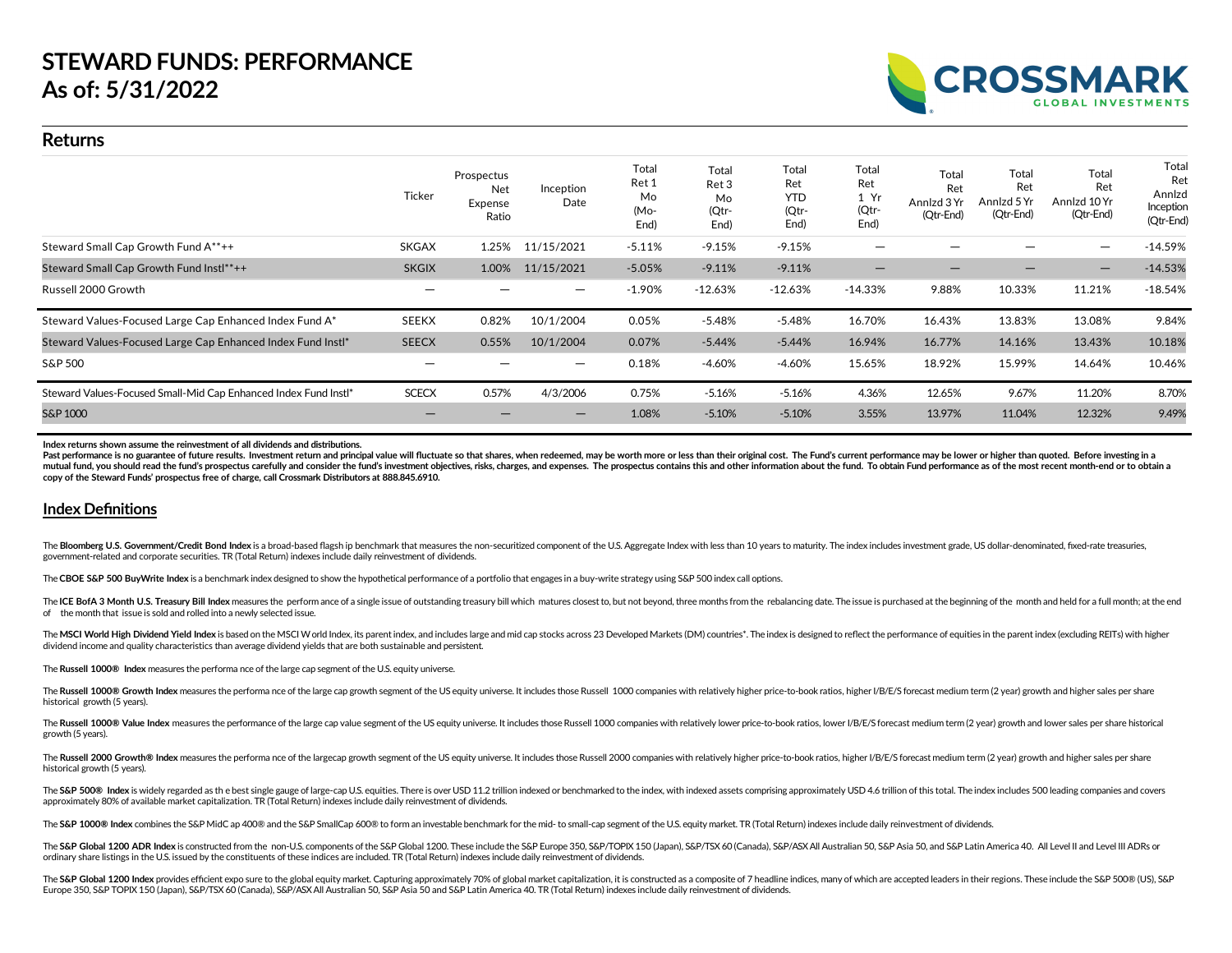# STEWARD FUNDS: PERFORMANCE
# As of: 5/31/2022

## Returns

| | Ticker | Prospectus Net Expense Ratio | Inception Date | Total Ret 1 Mo (Mo-End) | Total Ret 3 Mo (Qtr-End) | Total Ret YTD (Qtr-End) | Total Ret 1 Yr (Qtr-End) | Total Ret Annlzd 3 Yr (Qtr-End) | Total Ret Annlzd 5 Yr (Qtr-End) | Total Ret Annlzd 10 Yr (Qtr-End) | Total Ret Annlzd Inception (Qtr-End) |
|---|---|---|---|---|---|---|---|---|---|---|---|
| Steward Small Cap Growth Fund A**++ | SKGAX | 1.25% | 11/15/2021 | -5.11% | -9.15% | -9.15% | — | — | — | — | -14.59% |
| Steward Small Cap Growth Fund Instl**++ | SKGIX | 1.00% | 11/15/2021 | -5.05% | -9.11% | -9.11% | — | — | — | — | -14.53% |
| Russell 2000 Growth | — | — | — | -1.90% | -12.63% | -12.63% | -14.33% | 9.88% | 10.33% | 11.21% | -18.54% |
| Steward Values-Focused Large Cap Enhanced Index Fund A* | SEEKX | 0.82% | 10/1/2004 | 0.05% | -5.48% | -5.48% | 16.70% | 16.43% | 13.83% | 13.08% | 9.84% |
| Steward Values-Focused Large Cap Enhanced Index Fund Instl* | SEECX | 0.55% | 10/1/2004 | 0.07% | -5.44% | -5.44% | 16.94% | 16.77% | 14.16% | 13.43% | 10.18% |
| S&P 500 | — | — | — | 0.18% | -4.60% | -4.60% | 15.65% | 18.92% | 15.99% | 14.64% | 10.46% |
| Steward Values-Focused Small-Mid Cap Enhanced Index Fund Instl* | SCECX | 0.57% | 4/3/2006 | 0.75% | -5.16% | -5.16% | 4.36% | 12.65% | 9.67% | 11.20% | 8.70% |
| S&P 1000 | — | — | — | 1.08% | -5.10% | -5.10% | 3.55% | 13.97% | 11.04% | 12.32% | 9.49% |

**Index returns shown assume the reinvestment of all dividends and distributions.**

**Past performance is no guarantee of future results. Investment return and principal value will fluctuate so that shares, when redeemed, may be worth more or less than their original cost. The Fund's current performance may be lower or higher than quoted. Before investing in a mutual fund, you should read the fund's prospectus carefully and consider the fund's investment objectives, risks, charges, and expenses. The prospectus contains this and other information about the fund. To obtain Fund performance as of the most recent month-end or to obtain a copy of the Steward Funds' prospectus free of charge, call Crossmark Distributors at 888.845.6910.**

## Index Definitions

The **Bloomberg U.S. Government/Credit Bond Index** is a broad-based flagsh ip benchmark that measures the non-securitized component of the U.S. Aggregate Index with less than 10 years to maturity. The index includes investment grade, US dollar-denominated, fixed-rate treasuries, government-related and corporate securities. TR (Total Return) indexes include daily reinvestment of dividends.

The **CBOE S&P 500 BuyWrite Index** is a benchmark index designed to show the hypothetical performance of a portfolio that engages in a buy-write strategy using S&P 500 index call options.

The **ICE BofA 3 Month U.S. Treasury Bill Index** measures the perform ance of a single issue of outstanding treasury bill which matures closest to, but not beyond, three months from the rebalancing date. The issue is purchased at the beginning of the month and held for a full month; at the end of the month that issue is sold and rolled into a newly selected issue.

The **MSCI World High Dividend Yield Index** is based on the MSCI W orld Index, its parent index, and includes large and mid cap stocks across 23 Developed Markets (DM) countries*. The index is designed to reflect the performance of equities in the parent index (excluding REITs) with higher dividend income and quality characteristics than average dividend yields that are both sustainable and persistent.

The **Russell 1000® Index** measures the performa nce of the large cap segment of the U.S. equity universe.

The **Russell 1000® Growth Index** measures the performa nce of the large cap growth segment of the US equity universe. It includes those Russell 1000 companies with relatively higher price-to-book ratios, higher I/B/E/S forecast medium term (2 year) growth and higher sales per share historical growth (5 years).

The **Russell 1000® Value Index** measures the performance of the large cap value segment of the US equity universe. It includes those Russell 1000 companies with relatively lower price-to-book ratios, lower I/B/E/S forecast medium term (2 year) growth and lower sales per share historical growth (5 years).

The **Russell 2000 Growth® Index** measures the performa nce of the largecap growth segment of the US equity universe. It includes those Russell 2000 companies with relatively higher price-to-book ratios, higher I/B/E/S forecast medium term (2 year) growth and higher sales per share historical growth (5 years).

The **S&P 500® Index** is widely regarded as th e best single gauge of large-cap U.S. equities. There is over USD 11.2 trillion indexed or benchmarked to the index, with indexed assets comprising approximately USD 4.6 trillion of this total. The index includes 500 leading companies and covers approximately 80% of available market capitalization. TR (Total Return) indexes include daily reinvestment of dividends.

The **S&P 1000® Index** combines the S&P MidC ap 400® and the S&P SmallCap 600® to form an investable benchmark for the mid- to small-cap segment of the U.S. equity market. TR (Total Return) indexes include daily reinvestment of dividends.

The **S&P Global 1200 ADR Index** is constructed from the non-U.S. components of the S&P Global 1200. These include the S&P Europe 350, S&P/TOPIX 150 (Japan), S&P/TSX 60 (Canada), S&P/ASX All Australian 50, S&P Asia 50, and S&P Latin America 40. All Level II and Level III ADRs or ordinary share listings in the U.S. issued by the constituents of these indices are included. TR (Total Return) indexes include daily reinvestment of dividends.

The **S&P Global 1200 Index** provides efficient expo sure to the global equity market. Capturing approximately 70% of global market capitalization, it is constructed as a composite of 7 headline indices, many of which are accepted leaders in their regions. These include the S&P 500® (US), S&P Europe 350, S&P TOPIX 150 (Japan), S&P/TSX 60 (Canada), S&P/ASX All Australian 50, S&P Asia 50 and S&P Latin America 40. TR (Total Return) indexes include daily reinvestment of dividends.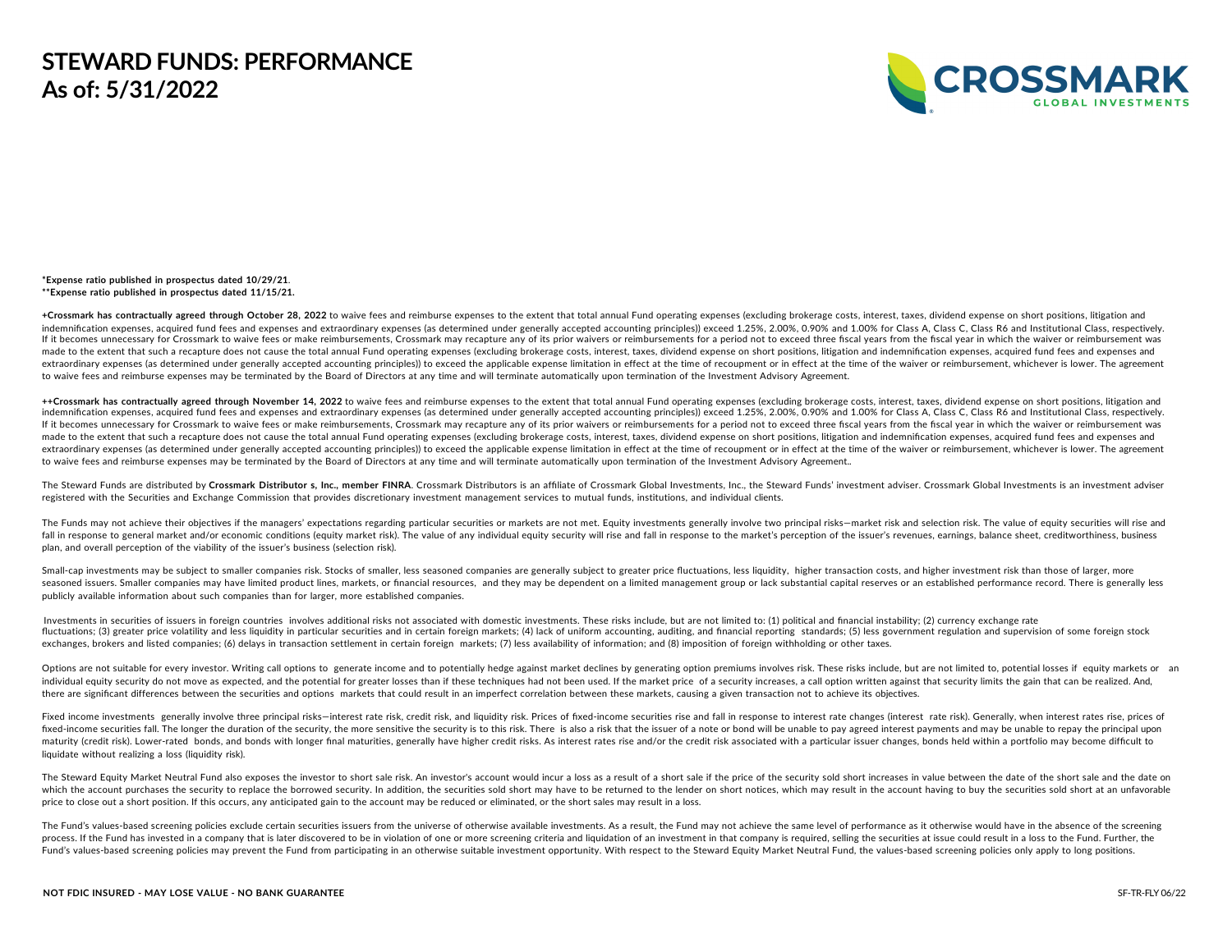# STEWARD FUNDS: PERFORMANCE
# As of: 5/31/2022

**\*Expense ratio published in prospectus dated 10/29/21**.
**\*\*Expense ratio published in prospectus dated 11/15/21.**

**+Crossmark has contractually agreed through October 28, 2022** to waive fees and reimburse expenses to the extent that total annual Fund operating expenses (excluding brokerage costs, interest, taxes, dividend expense on short positions, litigation and indemnification expenses, acquired fund fees and expenses and extraordinary expenses (as determined under generally accepted accounting principles)) exceed 1.25%, 2.00%, 0.90% and 1.00% for Class A, Class C, Class R6 and Institutional Class, respectively. If it becomes unnecessary for Crossmark to waive fees or make reimbursements, Crossmark may recapture any of its prior waivers or reimbursements for a period not to exceed three fiscal years from the fiscal year in which the waiver or reimbursement was made to the extent that such a recapture does not cause the total annual Fund operating expenses (excluding brokerage costs, interest, taxes, dividend expense on short positions, litigation and indemnification expenses, acquired fund fees and expenses and extraordinary expenses (as determined under generally accepted accounting principles)) to exceed the applicable expense limitation in effect at the time of recoupment or in effect at the time of the waiver or reimbursement, whichever is lower. The agreement to waive fees and reimburse expenses may be terminated by the Board of Directors at any time and will terminate automatically upon termination of the Investment Advisory Agreement.

**++Crossmark has contractually agreed through November 14, 2022** to waive fees and reimburse expenses to the extent that total annual Fund operating expenses (excluding brokerage costs, interest, taxes, dividend expense on short positions, litigation and indemnification expenses, acquired fund fees and expenses and extraordinary expenses (as determined under generally accepted accounting principles)) exceed 1.25%, 2.00%, 0.90% and 1.00% for Class A, Class C, Class R6 and Institutional Class, respectively. If it becomes unnecessary for Crossmark to waive fees or make reimbursements, Crossmark may recapture any of its prior waivers or reimbursements for a period not to exceed three fiscal years from the fiscal year in which the waiver or reimbursement was made to the extent that such a recapture does not cause the total annual Fund operating expenses (excluding brokerage costs, interest, taxes, dividend expense on short positions, litigation and indemnification expenses, acquired fund fees and expenses and extraordinary expenses (as determined under generally accepted accounting principles)) to exceed the applicable expense limitation in effect at the time of recoupment or in effect at the time of the waiver or reimbursement, whichever is lower. The agreement to waive fees and reimburse expenses may be terminated by the Board of Directors at any time and will terminate automatically upon termination of the Investment Advisory Agreement..

The Steward Funds are distributed by **Crossmark Distributor s, Inc., member FINRA**. Crossmark Distributors is an affiliate of Crossmark Global Investments, Inc., the Steward Funds' investment adviser. Crossmark Global Investments is an investment adviser registered with the Securities and Exchange Commission that provides discretionary investment management services to mutual funds, institutions, and individual clients.

The Funds may not achieve their objectives if the managers' expectations regarding particular securities or markets are not met. Equity investments generally involve two principal risks—market risk and selection risk. The value of equity securities will rise and fall in response to general market and/or economic conditions (equity market risk). The value of any individual equity security will rise and fall in response to the market's perception of the issuer's revenues, earnings, balance sheet, creditworthiness, business plan, and overall perception of the viability of the issuer's business (selection risk).

Small-cap investments may be subject to smaller companies risk. Stocks of smaller, less seasoned companies are generally subject to greater price fluctuations, less liquidity, higher transaction costs, and higher investment risk than those of larger, more seasoned issuers. Smaller companies may have limited product lines, markets, or financial resources, and they may be dependent on a limited management group or lack substantial capital reserves or an established performance record. There is generally less publicly available information about such companies than for larger, more established companies.

Investments in securities of issuers in foreign countries involves additional risks not associated with domestic investments. These risks include, but are not limited to: (1) political and financial instability; (2) currency exchange rate fluctuations; (3) greater price volatility and less liquidity in particular securities and in certain foreign markets; (4) lack of uniform accounting, auditing, and financial reporting standards; (5) less government regulation and supervision of some foreign stock exchanges, brokers and listed companies; (6) delays in transaction settlement in certain foreign markets; (7) less availability of information; and (8) imposition of foreign withholding or other taxes.

Options are not suitable for every investor. Writing call options to generate income and to potentially hedge against market declines by generating option premiums involves risk. These risks include, but are not limited to, potential losses if equity markets or an individual equity security do not move as expected, and the potential for greater losses than if these techniques had not been used. If the market price of a security increases, a call option written against that security limits the gain that can be realized. And, there are significant differences between the securities and options markets that could result in an imperfect correlation between these markets, causing a given transaction not to achieve its objectives.

Fixed income investments generally involve three principal risks—interest rate risk, credit risk, and liquidity risk. Prices of fixed-income securities rise and fall in response to interest rate changes (interest rate risk). Generally, when interest rates rise, prices of fixed-income securities fall. The longer the duration of the security, the more sensitive the security is to this risk. There is also a risk that the issuer of a note or bond will be unable to pay agreed interest payments and may be unable to repay the principal upon maturity (credit risk). Lower-rated bonds, and bonds with longer final maturities, generally have higher credit risks. As interest rates rise and/or the credit risk associated with a particular issuer changes, bonds held within a portfolio may become difficult to liquidate without realizing a loss (liquidity risk).

The Steward Equity Market Neutral Fund also exposes the investor to short sale risk. An investor's account would incur a loss as a result of a short sale if the price of the security sold short increases in value between the date of the short sale and the date on which the account purchases the security to replace the borrowed security. In addition, the securities sold short may have to be returned to the lender on short notices, which may result in the account having to buy the securities sold short at an unfavorable price to close out a short position. If this occurs, any anticipated gain to the account may be reduced or eliminated, or the short sales may result in a loss.

The Fund's values-based screening policies exclude certain securities issuers from the universe of otherwise available investments. As a result, the Fund may not achieve the same level of performance as it otherwise would have in the absence of the screening process. If the Fund has invested in a company that is later discovered to be in violation of one or more screening criteria and liquidation of an investment in that company is required, selling the securities at issue could result in a loss to the Fund. Further, the Fund's values-based screening policies may prevent the Fund from participating in an otherwise suitable investment opportunity. With respect to the Steward Equity Market Neutral Fund, the values-based screening policies only apply to long positions.

**NOT FDIC INSURED - MAY LOSE VALUE - NO BANK GUARANTEE**

SF-TR-FLY 06/22